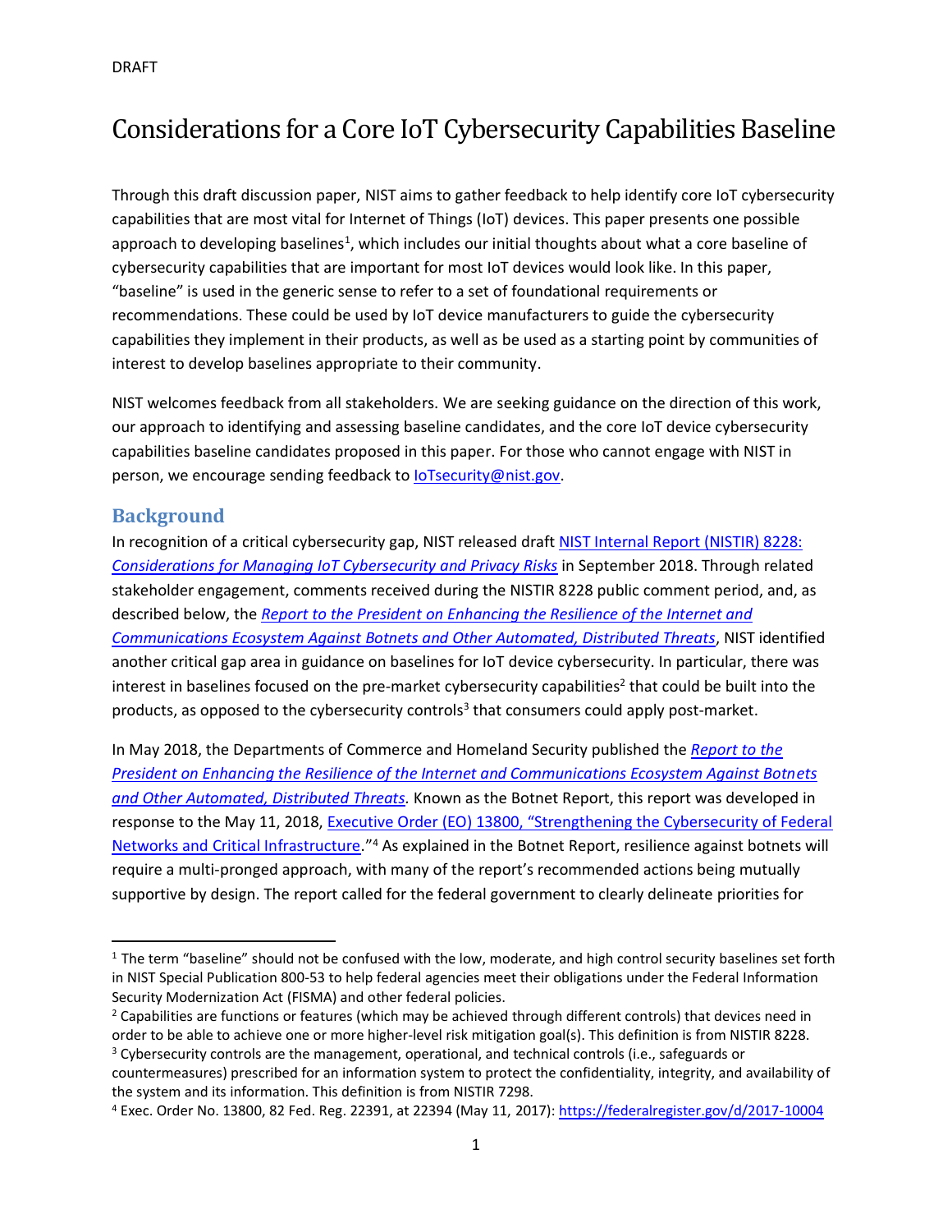DRAFT

# Considerations for a Core IoT Cybersecurity Capabilities Baseline

Through this draft discussion paper, NIST aims to gather feedback to help identify core IoT cybersecurity capabilities that are most vital for Internet of Things (IoT) devices. This paper presents one possible approach to developing baselines[1], which includes our initial thoughts about what a core baseline of cybersecurity capabilities that are important for most IoT devices would look like. In this paper, "baseline" is used in the generic sense to refer to a set of foundational requirements or recommendations. These could be used by IoT device manufacturers to guide the cybersecurity capabilities they implement in their products, as well as be used as a starting point by communities of interest to develop baselines appropriate to their community.

NIST welcomes feedback from all stakeholders. We are seeking guidance on the direction of this work, our approach to identifying and assessing baseline candidates, and the core IoT device cybersecurity capabilities baseline candidates proposed in this paper. For those who cannot engage with NIST in person, we encourage sending feedback to IoTsecurity@nist.gov.

## Background

In recognition of a critical cybersecurity gap, NIST released draft NIST Internal Report (NISTIR) 8228: *Considerations for Managing IoT Cybersecurity and Privacy Risks* in September 2018. Through related stakeholder engagement, comments received during the NISTIR 8228 public comment period, and, as described below, the *Report to the President on Enhancing the Resilience of the Internet and Communications Ecosystem Against Botnets and Other Automated, Distributed Threats*, NIST identified another critical gap area in guidance on baselines for IoT device cybersecurity. In particular, there was interest in baselines focused on the pre-market cybersecurity capabilities[2] that could be built into the products, as opposed to the cybersecurity controls[3] that consumers could apply post-market.

In May 2018, the Departments of Commerce and Homeland Security published the *Report to the President on Enhancing the Resilience of the Internet and Communications Ecosystem Against Botnets and Other Automated, Distributed Threats.* Known as the Botnet Report, this report was developed in response to the May 11, 2018, Executive Order (EO) 13800, "Strengthening the Cybersecurity of Federal Networks and Critical Infrastructure."[4] As explained in the Botnet Report, resilience against botnets will require a multi-pronged approach, with many of the report's recommended actions being mutually supportive by design. The report called for the federal government to clearly delineate priorities for

---

[1] The term "baseline" should not be confused with the low, moderate, and high control security baselines set forth in NIST Special Publication 800-53 to help federal agencies meet their obligations under the Federal Information Security Modernization Act (FISMA) and other federal policies.

[2] Capabilities are functions or features (which may be achieved through different controls) that devices need in order to be able to achieve one or more higher-level risk mitigation goal(s). This definition is from NISTIR 8228.

[3] Cybersecurity controls are the management, operational, and technical controls (i.e., safeguards or countermeasures) prescribed for an information system to protect the confidentiality, integrity, and availability of the system and its information. This definition is from NISTIR 7298.

[4] Exec. Order No. 13800, 82 Fed. Reg. 22391, at 22394 (May 11, 2017): https://federalregister.gov/d/2017-10004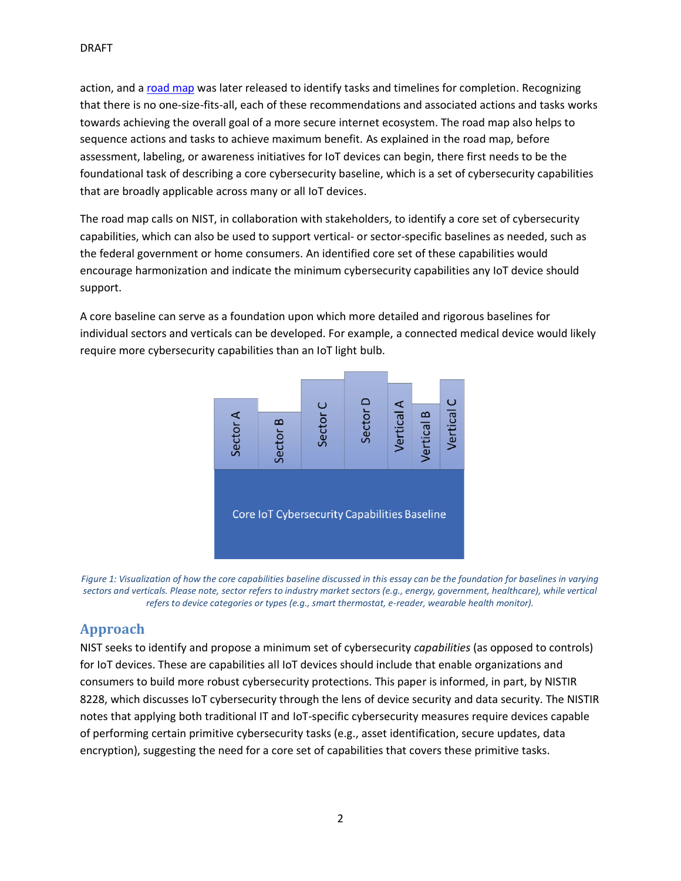action, and a road map was later released to identify tasks and timelines for completion. Recognizing that there is no one-size-fits-all, each of these recommendations and associated actions and tasks works towards achieving the overall goal of a more secure internet ecosystem. The road map also helps to sequence actions and tasks to achieve maximum benefit. As explained in the road map, before assessment, labeling, or awareness initiatives for IoT devices can begin, there first needs to be the foundational task of describing a core cybersecurity baseline, which is a set of cybersecurity capabilities that are broadly applicable across many or all IoT devices.

The road map calls on NIST, in collaboration with stakeholders, to identify a core set of cybersecurity capabilities, which can also be used to support vertical- or sector-specific baselines as needed, such as the federal government or home consumers. An identified core set of these capabilities would encourage harmonization and indicate the minimum cybersecurity capabilities any IoT device should support.

A core baseline can serve as a foundation upon which more detailed and rigorous baselines for individual sectors and verticals can be developed. For example, a connected medical device would likely require more cybersecurity capabilities than an IoT light bulb.

*Figure 1: Visualization of how the core capabilities baseline discussed in this essay can be the foundation for baselines in varying sectors and verticals. Please note, sector refers to industry market sectors (e.g., energy, government, healthcare), while vertical refers to device categories or types (e.g., smart thermostat, e-reader, wearable health monitor).*

## Approach

NIST seeks to identify and propose a minimum set of cybersecurity *capabilities* (as opposed to controls) for IoT devices. These are capabilities all IoT devices should include that enable organizations and consumers to build more robust cybersecurity protections. This paper is informed, in part, by NISTIR 8228, which discusses IoT cybersecurity through the lens of device security and data security. The NISTIR notes that applying both traditional IT and IoT-specific cybersecurity measures require devices capable of performing certain primitive cybersecurity tasks (e.g., asset identification, secure updates, data encryption), suggesting the need for a core set of capabilities that covers these primitive tasks.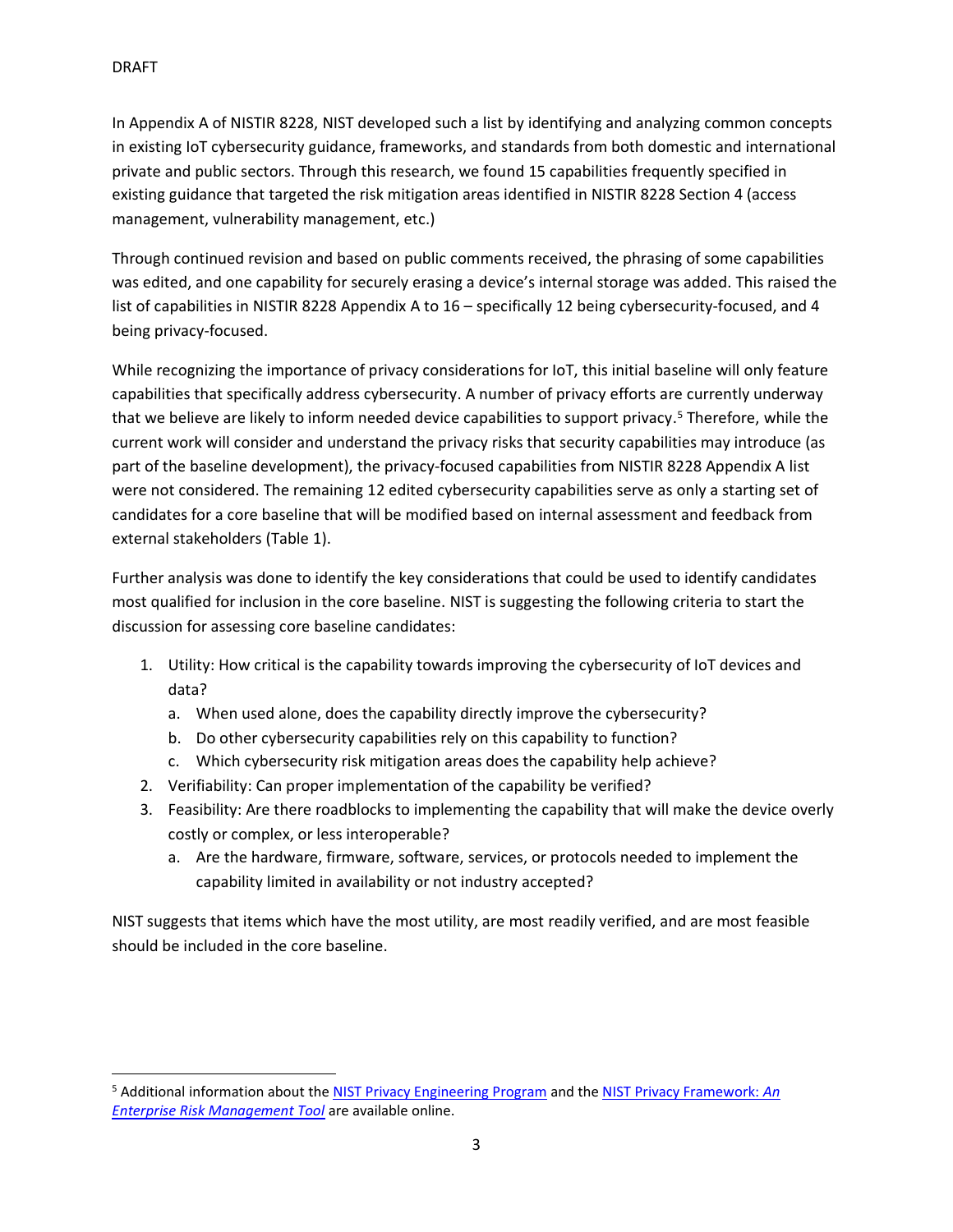In Appendix A of NISTIR 8228, NIST developed such a list by identifying and analyzing common concepts in existing IoT cybersecurity guidance, frameworks, and standards from both domestic and international private and public sectors. Through this research, we found 15 capabilities frequently specified in existing guidance that targeted the risk mitigation areas identified in NISTIR 8228 Section 4 (access management, vulnerability management, etc.)

Through continued revision and based on public comments received, the phrasing of some capabilities was edited, and one capability for securely erasing a device's internal storage was added. This raised the list of capabilities in NISTIR 8228 Appendix A to 16 – specifically 12 being cybersecurity-focused, and 4 being privacy-focused.

While recognizing the importance of privacy considerations for IoT, this initial baseline will only feature capabilities that specifically address cybersecurity. A number of privacy efforts are currently underway that we believe are likely to inform needed device capabilities to support privacy.[5] Therefore, while the current work will consider and understand the privacy risks that security capabilities may introduce (as part of the baseline development), the privacy-focused capabilities from NISTIR 8228 Appendix A list were not considered. The remaining 12 edited cybersecurity capabilities serve as only a starting set of candidates for a core baseline that will be modified based on internal assessment and feedback from external stakeholders (Table 1).

Further analysis was done to identify the key considerations that could be used to identify candidates most qualified for inclusion in the core baseline. NIST is suggesting the following criteria to start the discussion for assessing core baseline candidates:

1. Utility: How critical is the capability towards improving the cybersecurity of IoT devices and data?
   a. When used alone, does the capability directly improve the cybersecurity?
   b. Do other cybersecurity capabilities rely on this capability to function?
   c. Which cybersecurity risk mitigation areas does the capability help achieve?
2. Verifiability: Can proper implementation of the capability be verified?
3. Feasibility: Are there roadblocks to implementing the capability that will make the device overly costly or complex, or less interoperable?
   a. Are the hardware, firmware, software, services, or protocols needed to implement the capability limited in availability or not industry accepted?

NIST suggests that items which have the most utility, are most readily verified, and are most feasible should be included in the core baseline.

---

[5] Additional information about the NIST Privacy Engineering Program and the NIST Privacy Framework: *An Enterprise Risk Management Tool* are available online.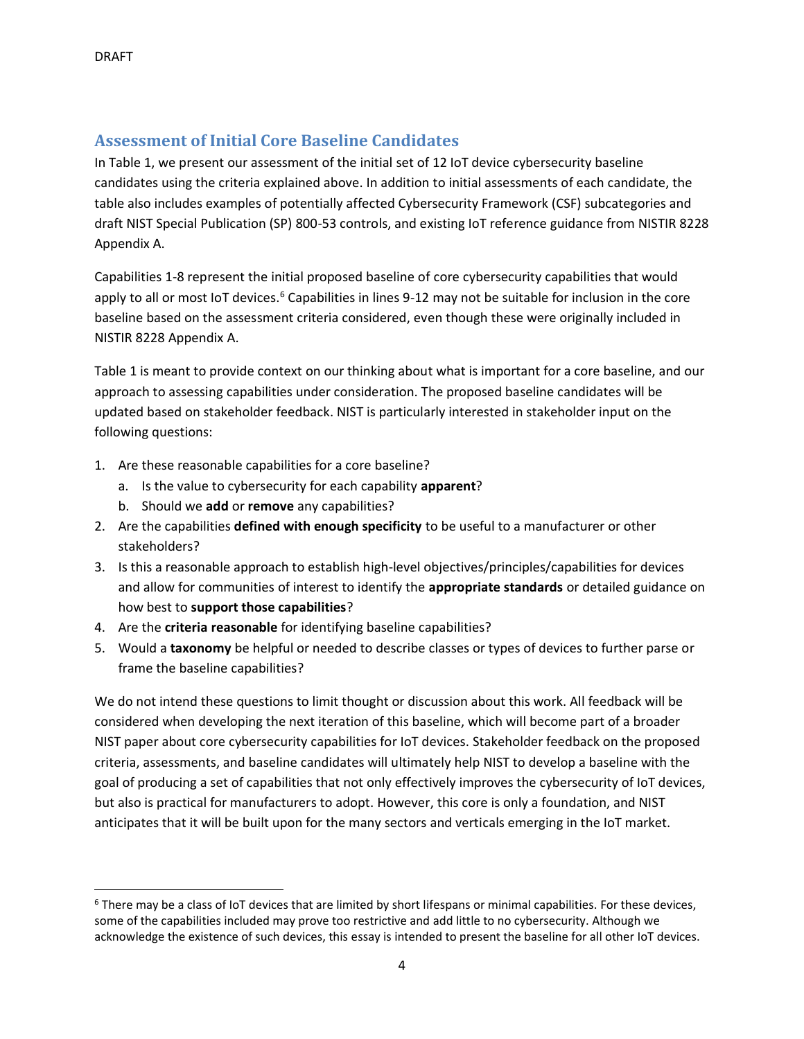DRAFT

## Assessment of Initial Core Baseline Candidates

In Table 1, we present our assessment of the initial set of 12 IoT device cybersecurity baseline candidates using the criteria explained above. In addition to initial assessments of each candidate, the table also includes examples of potentially affected Cybersecurity Framework (CSF) subcategories and draft NIST Special Publication (SP) 800-53 controls, and existing IoT reference guidance from NISTIR 8228 Appendix A.

Capabilities 1-8 represent the initial proposed baseline of core cybersecurity capabilities that would apply to all or most IoT devices.[6] Capabilities in lines 9-12 may not be suitable for inclusion in the core baseline based on the assessment criteria considered, even though these were originally included in NISTIR 8228 Appendix A.

Table 1 is meant to provide context on our thinking about what is important for a core baseline, and our approach to assessing capabilities under consideration. The proposed baseline candidates will be updated based on stakeholder feedback. NIST is particularly interested in stakeholder input on the following questions:

1. Are these reasonable capabilities for a core baseline?
   a. Is the value to cybersecurity for each capability **apparent**?
   b. Should we **add** or **remove** any capabilities?
2. Are the capabilities **defined with enough specificity** to be useful to a manufacturer or other stakeholders?
3. Is this a reasonable approach to establish high-level objectives/principles/capabilities for devices and allow for communities of interest to identify the **appropriate standards** or detailed guidance on how best to **support those capabilities**?
4. Are the **criteria reasonable** for identifying baseline capabilities?
5. Would a **taxonomy** be helpful or needed to describe classes or types of devices to further parse or frame the baseline capabilities?

We do not intend these questions to limit thought or discussion about this work. All feedback will be considered when developing the next iteration of this baseline, which will become part of a broader NIST paper about core cybersecurity capabilities for IoT devices. Stakeholder feedback on the proposed criteria, assessments, and baseline candidates will ultimately help NIST to develop a baseline with the goal of producing a set of capabilities that not only effectively improves the cybersecurity of IoT devices, but also is practical for manufacturers to adopt. However, this core is only a foundation, and NIST anticipates that it will be built upon for the many sectors and verticals emerging in the IoT market.

[6] There may be a class of IoT devices that are limited by short lifespans or minimal capabilities. For these devices, some of the capabilities included may prove too restrictive and add little to no cybersecurity. Although we acknowledge the existence of such devices, this essay is intended to present the baseline for all other IoT devices.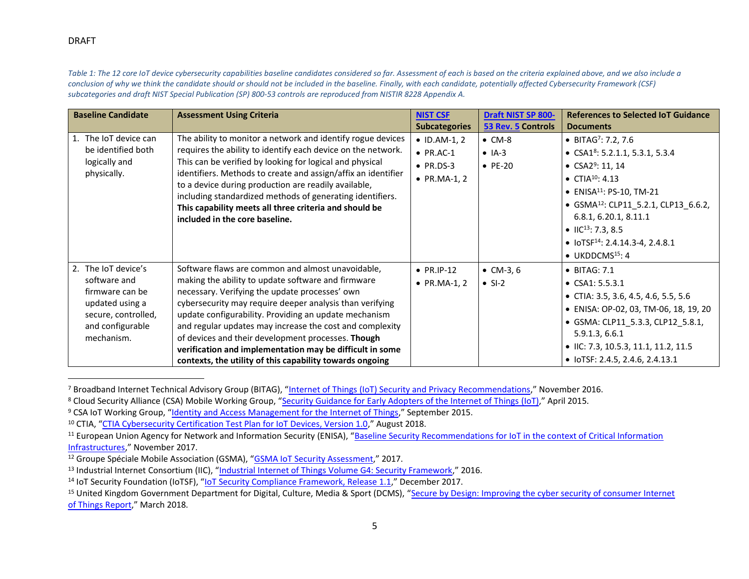DRAFT

*Table 1: The 12 core IoT device cybersecurity capabilities baseline candidates considered so far. Assessment of each is based on the criteria explained above, and we also include a conclusion of why we think the candidate should or should not be included in the baseline. Finally, with each candidate, potentially affected Cybersecurity Framework (CSF) subcategories and draft NIST Special Publication (SP) 800-53 controls are reproduced from NISTIR 8228 Appendix A.*

| Baseline Candidate | Assessment Using Criteria | NIST CSF Subcategories | Draft NIST SP 800-53 Rev. 5 Controls | References to Selected IoT Guidance Documents |
|---|---|---|---|---|
| 1. The IoT device can be identified both logically and physically. | The ability to monitor a network and identify rogue devices requires the ability to identify each device on the network. This can be verified by looking for logical and physical identifiers. Methods to create and assign/affix an identifier to a device during production are readily available, including standardized methods of generating identifiers. **This capability meets all three criteria and should be included in the core baseline.** | • ID.AM-1, 2<br>• PR.AC-1<br>• PR.DS-3<br>• PR.MA-1, 2 | • CM-8<br>• IA-3<br>• PE-20 | • BITAG[7]: 7.2, 7.6<br>• CSA1[8]: 5.2.1.1, 5.3.1, 5.3.4<br>• CSA2[9]: 11, 14<br>• CTIA[10]: 4.13<br>• ENISA[11]: PS-10, TM-21<br>• GSMA[12]: CLP11_5.2.1, CLP13_6.6.2, 6.8.1, 6.20.1, 8.11.1<br>• IIC[13]: 7.3, 8.5<br>• IoTSF[14]: 2.4.14.3-4, 2.4.8.1<br>• UKDDCMS[15]: 4 |
| 2. The IoT device's software and firmware can be updated using a secure, controlled, and configurable mechanism. | Software flaws are common and almost unavoidable, making the ability to update software and firmware necessary. Verifying the update processes' own cybersecurity may require deeper analysis than verifying update configurability. Providing an update mechanism and regular updates may increase the cost and complexity of devices and their development processes. **Though verification and implementation may be difficult in some contexts, the utility of this capability towards ongoing** | • PR.IP-12<br>• PR.MA-1, 2 | • CM-3, 6<br>• SI-2 | • BITAG: 7.1<br>• CSA1: 5.5.3.1<br>• CTIA: 3.5, 3.6, 4.5, 4.6, 5.5, 5.6<br>• ENISA: OP-02, 03, TM-06, 18, 19, 20<br>• GSMA: CLP11_5.3.3, CLP12_5.8.1, 5.9.1.3, 6.6.1<br>• IIC: 7.3, 10.5.3, 11.1, 11.2, 11.5<br>• IoTSF: 2.4.5, 2.4.6, 2.4.13.1 |

[7] Broadband Internet Technical Advisory Group (BITAG), "Internet of Things (IoT) Security and Privacy Recommendations," November 2016.
[8] Cloud Security Alliance (CSA) Mobile Working Group, "Security Guidance for Early Adopters of the Internet of Things (IoT)," April 2015.
[9] CSA IoT Working Group, "Identity and Access Management for the Internet of Things," September 2015.
[10] CTIA, "CTIA Cybersecurity Certification Test Plan for IoT Devices, Version 1.0," August 2018.
[11] European Union Agency for Network and Information Security (ENISA), "Baseline Security Recommendations for IoT in the context of Critical Information Infrastructures," November 2017.
[12] Groupe Spéciale Mobile Association (GSMA), "GSMA IoT Security Assessment," 2017.
[13] Industrial Internet Consortium (IIC), "Industrial Internet of Things Volume G4: Security Framework," 2016.
[14] IoT Security Foundation (IoTSF), "IoT Security Compliance Framework, Release 1.1," December 2017.
[15] United Kingdom Government Department for Digital, Culture, Media & Sport (DCMS), "Secure by Design: Improving the cyber security of consumer Internet of Things Report," March 2018.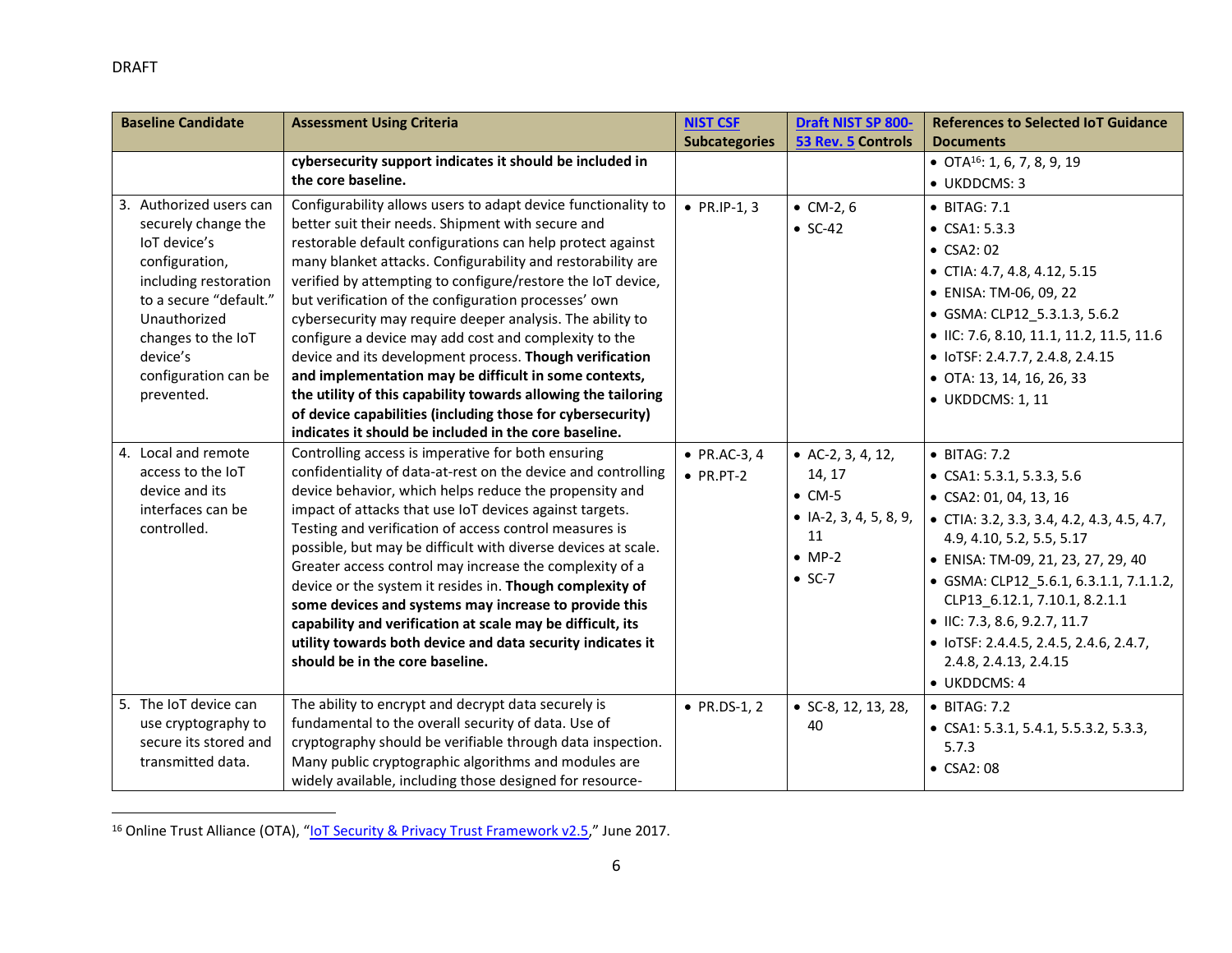| Baseline Candidate | Assessment Using Criteria | NIST CSF Subcategories | Draft NIST SP 800-53 Rev. 5 Controls | References to Selected IoT Guidance Documents |
|---|---|---|---|---|
| | **cybersecurity support indicates it should be included in the core baseline.** | | | • OTA[16]: 1, 6, 7, 8, 9, 19<br>• UKDDCMS: 3 |
| 3. Authorized users can securely change the IoT device's configuration, including restoration to a secure "default." Unauthorized changes to the IoT device's configuration can be prevented. | Configurability allows users to adapt device functionality to better suit their needs. Shipment with secure and restorable default configurations can help protect against many blanket attacks. Configurability and restorability are verified by attempting to configure/restore the IoT device, but verification of the configuration processes' own cybersecurity may require deeper analysis. The ability to configure a device may add cost and complexity to the device and its development process. **Though verification and implementation may be difficult in some contexts, the utility of this capability towards allowing the tailoring of device capabilities (including those for cybersecurity) indicates it should be included in the core baseline.** | • PR.IP-1, 3 | • CM-2, 6<br>• SC-42 | • BITAG: 7.1<br>• CSA1: 5.3.3<br>• CSA2: 02<br>• CTIA: 4.7, 4.8, 4.12, 5.15<br>• ENISA: TM-06, 09, 22<br>• GSMA: CLP12_5.3.1.3, 5.6.2<br>• IIC: 7.6, 8.10, 11.1, 11.2, 11.5, 11.6<br>• IoTSF: 2.4.7.7, 2.4.8, 2.4.15<br>• OTA: 13, 14, 16, 26, 33<br>• UKDDCMS: 1, 11 |
| 4. Local and remote access to the IoT device and its interfaces can be controlled. | Controlling access is imperative for both ensuring confidentiality of data-at-rest on the device and controlling device behavior, which helps reduce the propensity and impact of attacks that use IoT devices against targets. Testing and verification of access control measures is possible, but may be difficult with diverse devices at scale. Greater access control may increase the complexity of a device or the system it resides in. **Though complexity of some devices and systems may increase to provide this capability and verification at scale may be difficult, its utility towards both device and data security indicates it should be in the core baseline.** | • PR.AC-3, 4<br>• PR.PT-2 | • AC-2, 3, 4, 12, 14, 17<br>• CM-5<br>• IA-2, 3, 4, 5, 8, 9, 11<br>• MP-2<br>• SC-7 | • BITAG: 7.2<br>• CSA1: 5.3.1, 5.3.3, 5.6<br>• CSA2: 01, 04, 13, 16<br>• CTIA: 3.2, 3.3, 3.4, 4.2, 4.3, 4.5, 4.7, 4.9, 4.10, 5.2, 5.5, 5.17<br>• ENISA: TM-09, 21, 23, 27, 29, 40<br>• GSMA: CLP12_5.6.1, 6.3.1.1, 7.1.1.2, CLP13_6.12.1, 7.10.1, 8.2.1.1<br>• IIC: 7.3, 8.6, 9.2.7, 11.7<br>• IoTSF: 2.4.4.5, 2.4.5, 2.4.6, 2.4.7, 2.4.8, 2.4.13, 2.4.15<br>• UKDDCMS: 4 |
| 5. The IoT device can use cryptography to secure its stored and transmitted data. | The ability to encrypt and decrypt data securely is fundamental to the overall security of data. Use of cryptography should be verifiable through data inspection. Many public cryptographic algorithms and modules are widely available, including those designed for resource- | • PR.DS-1, 2 | • SC-8, 12, 13, 28, 40 | • BITAG: 7.2<br>• CSA1: 5.3.1, 5.4.1, 5.5.3.2, 5.3.3, 5.7.3<br>• CSA2: 08 |

[16] Online Trust Alliance (OTA), "IoT Security & Privacy Trust Framework v2.5," June 2017.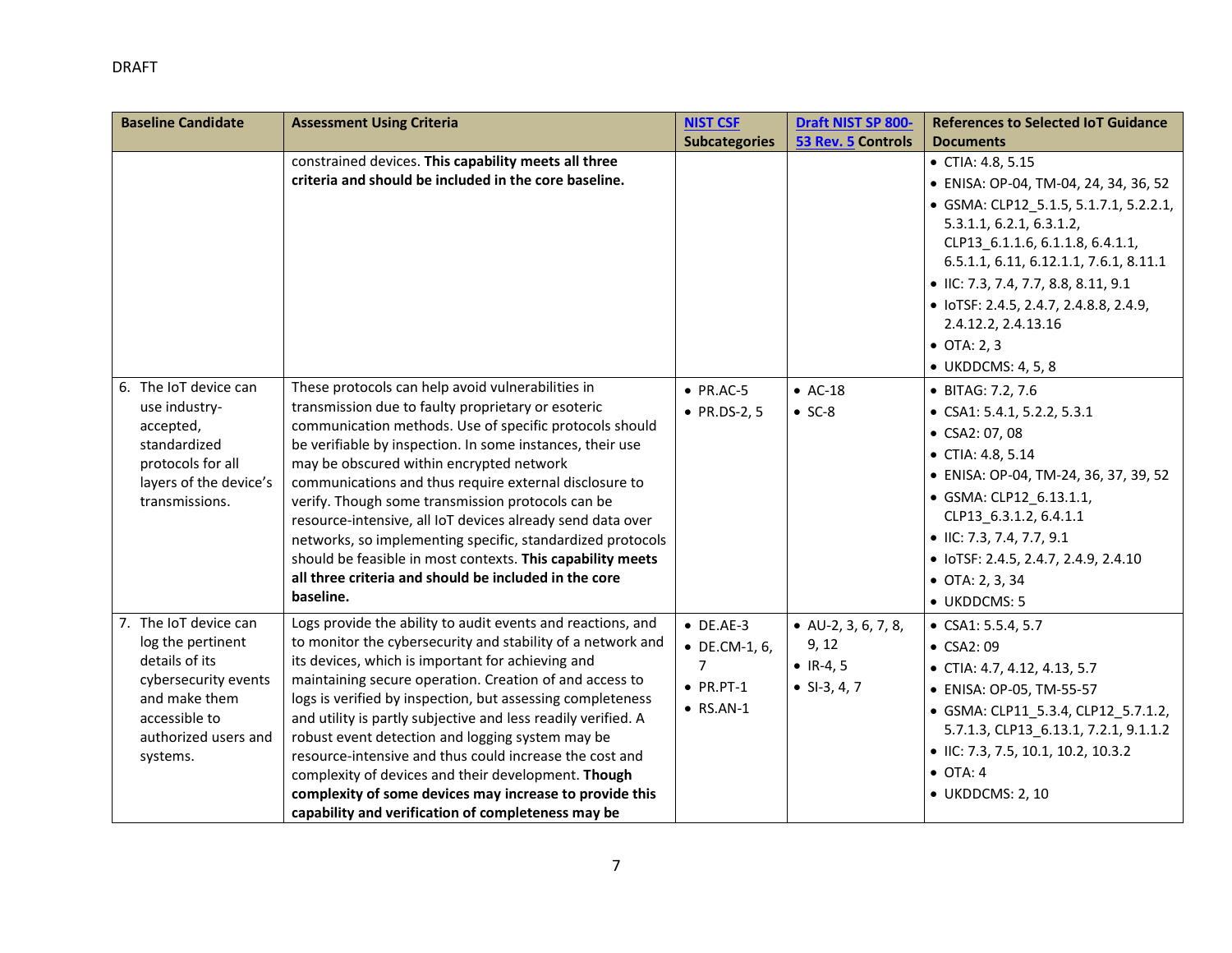| Baseline Candidate | Assessment Using Criteria | NIST CSF Subcategories | Draft NIST SP 800-53 Rev. 5 Controls | References to Selected IoT Guidance Documents |
|---|---|---|---|---|
| | constrained devices. **This capability meets all three criteria and should be included in the core baseline.** | | | • CTIA: 4.8, 5.15<br>• ENISA: OP-04, TM-04, 24, 34, 36, 52<br>• GSMA: CLP12_5.1.5, 5.1.7.1, 5.2.2.1, 5.3.1.1, 6.2.1, 6.3.1.2, CLP13_6.1.1.6, 6.1.1.8, 6.4.1.1, 6.5.1.1, 6.11, 6.12.1.1, 7.6.1, 8.11.1<br>• IIC: 7.3, 7.4, 7.7, 8.8, 8.11, 9.1<br>• IoTSF: 2.4.5, 2.4.7, 2.4.8.8, 2.4.9, 2.4.12.2, 2.4.13.16<br>• OTA: 2, 3<br>• UKDDCMS: 4, 5, 8 |
| 6. The IoT device can use industry-accepted, standardized protocols for all layers of the device's transmissions. | These protocols can help avoid vulnerabilities in transmission due to faulty proprietary or esoteric communication methods. Use of specific protocols should be verifiable by inspection. In some instances, their use may be obscured within encrypted network communications and thus require external disclosure to verify. Though some transmission protocols can be resource-intensive, all IoT devices already send data over networks, so implementing specific, standardized protocols should be feasible in most contexts. **This capability meets all three criteria and should be included in the core baseline.** | • PR.AC-5<br>• PR.DS-2, 5 | • AC-18<br>• SC-8 | • BITAG: 7.2, 7.6<br>• CSA1: 5.4.1, 5.2.2, 5.3.1<br>• CSA2: 07, 08<br>• CTIA: 4.8, 5.14<br>• ENISA: OP-04, TM-24, 36, 37, 39, 52<br>• GSMA: CLP12_6.13.1.1, CLP13_6.3.1.2, 6.4.1.1<br>• IIC: 7.3, 7.4, 7.7, 9.1<br>• IoTSF: 2.4.5, 2.4.7, 2.4.9, 2.4.10<br>• OTA: 2, 3, 34<br>• UKDDCMS: 5 |
| 7. The IoT device can log the pertinent details of its cybersecurity events and make them accessible to authorized users and systems. | Logs provide the ability to audit events and reactions, and to monitor the cybersecurity and stability of a network and its devices, which is important for achieving and maintaining secure operation. Creation of and access to logs is verified by inspection, but assessing completeness and utility is partly subjective and less readily verified. A robust event detection and logging system may be resource-intensive and thus could increase the cost and complexity of devices and their development. **Though complexity of some devices may increase to provide this capability and verification of completeness may be** | • DE.AE-3<br>• DE.CM-1, 6, 7<br>• PR.PT-1<br>• RS.AN-1 | • AU-2, 3, 6, 7, 8, 9, 12<br>• IR-4, 5<br>• SI-3, 4, 7 | • CSA1: 5.5.4, 5.7<br>• CSA2: 09<br>• CTIA: 4.7, 4.12, 4.13, 5.7<br>• ENISA: OP-05, TM-55-57<br>• GSMA: CLP11_5.3.4, CLP12_5.7.1.2, 5.7.1.3, CLP13_6.13.1, 7.2.1, 9.1.1.2<br>• IIC: 7.3, 7.5, 10.1, 10.2, 10.3.2<br>• OTA: 4<br>• UKDDCMS: 2, 10 |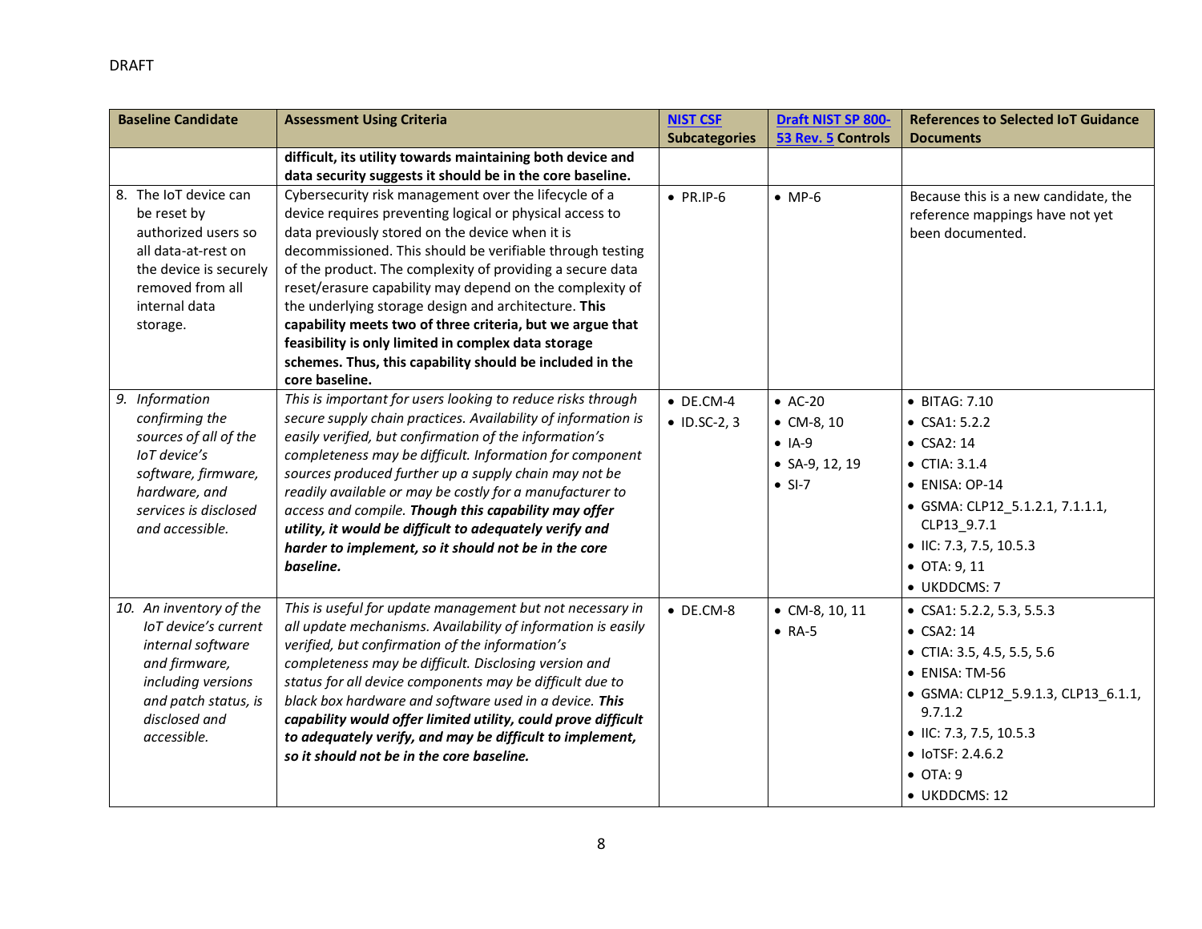DRAFT

| Baseline Candidate | Assessment Using Criteria | NIST CSF Subcategories | Draft NIST SP 800-53 Rev. 5 Controls | References to Selected IoT Guidance Documents |
|---|---|---|---|---|
| | **difficult, its utility towards maintaining both device and data security suggests it should be in the core baseline.** | | | |
| 8. The IoT device can be reset by authorized users so all data-at-rest on the device is securely removed from all internal data storage. | Cybersecurity risk management over the lifecycle of a device requires preventing logical or physical access to data previously stored on the device when it is decommissioned. This should be verifiable through testing of the product. The complexity of providing a secure data reset/erasure capability may depend on the complexity of the underlying storage design and architecture. **This capability meets two of three criteria, but we argue that feasibility is only limited in complex data storage schemes. Thus, this capability should be included in the core baseline.** | • PR.IP-6 | • MP-6 | Because this is a new candidate, the reference mappings have not yet been documented. |
| *9. Information confirming the sources of all of the IoT device's software, firmware, hardware, and services is disclosed and accessible.* | *This is important for users looking to reduce risks through secure supply chain practices. Availability of information is easily verified, but confirmation of the information's completeness may be difficult. Information for component sources produced further up a supply chain may not be readily available or may be costly for a manufacturer to access and compile.* ***Though this capability may offer utility, it would be difficult to adequately verify and harder to implement, so it should not be in the core baseline.*** | • DE.CM-4<br>• ID.SC-2, 3 | • AC-20<br>• CM-8, 10<br>• IA-9<br>• SA-9, 12, 19<br>• SI-7 | • BITAG: 7.10<br>• CSA1: 5.2.2<br>• CSA2: 14<br>• CTIA: 3.1.4<br>• ENISA: OP-14<br>• GSMA: CLP12_5.1.2.1, 7.1.1.1, CLP13_9.7.1<br>• IIC: 7.3, 7.5, 10.5.3<br>• OTA: 9, 11<br>• UKDDCMS: 7 |
| *10. An inventory of the IoT device's current internal software and firmware, including versions and patch status, is disclosed and accessible.* | *This is useful for update management but not necessary in all update mechanisms. Availability of information is easily verified, but confirmation of the information's completeness may be difficult. Disclosing version and status for all device components may be difficult due to black box hardware and software used in a device.* ***This capability would offer limited utility, could prove difficult to adequately verify, and may be difficult to implement, so it should not be in the core baseline.*** | • DE.CM-8 | • CM-8, 10, 11<br>• RA-5 | • CSA1: 5.2.2, 5.3, 5.5.3<br>• CSA2: 14<br>• CTIA: 3.5, 4.5, 5.5, 5.6<br>• ENISA: TM-56<br>• GSMA: CLP12_5.9.1.3, CLP13_6.1.1, 9.7.1.2<br>• IIC: 7.3, 7.5, 10.5.3<br>• IoTSF: 2.4.6.2<br>• OTA: 9<br>• UKDDCMS: 12 |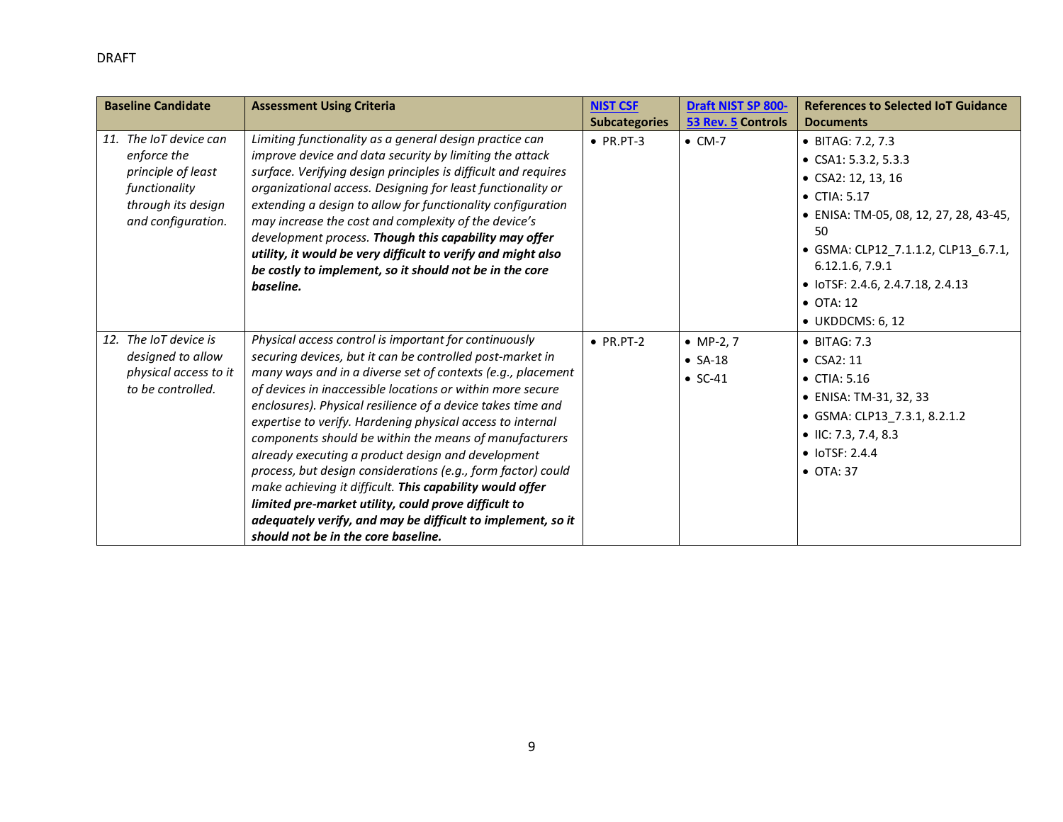| Baseline Candidate | Assessment Using Criteria | NIST CSF Subcategories | Draft NIST SP 800-53 Rev. 5 Controls | References to Selected IoT Guidance Documents |
|---|---|---|---|---|
| *11. The IoT device can enforce the principle of least functionality through its design and configuration.* | *Limiting functionality as a general design practice can improve device and data security by limiting the attack surface. Verifying design principles is difficult and requires organizational access. Designing for least functionality or extending a design to allow for functionality configuration may increase the cost and complexity of the device's development process.* ***Though this capability may offer utility, it would be very difficult to verify and might also be costly to implement, so it should not be in the core baseline.*** | • PR.PT-3 | • CM-7 | • BITAG: 7.2, 7.3<br>• CSA1: 5.3.2, 5.3.3<br>• CSA2: 12, 13, 16<br>• CTIA: 5.17<br>• ENISA: TM-05, 08, 12, 27, 28, 43-45, 50<br>• GSMA: CLP12_7.1.1.2, CLP13_6.7.1, 6.12.1.6, 7.9.1<br>• IoTSF: 2.4.6, 2.4.7.18, 2.4.13<br>• OTA: 12<br>• UKDDCMS: 6, 12 |
| *12. The IoT device is designed to allow physical access to it to be controlled.* | *Physical access control is important for continuously securing devices, but it can be controlled post-market in many ways and in a diverse set of contexts (e.g., placement of devices in inaccessible locations or within more secure enclosures). Physical resilience of a device takes time and expertise to verify. Hardening physical access to internal components should be within the means of manufacturers already executing a product design and development process, but design considerations (e.g., form factor) could make achieving it difficult.* ***This capability would offer limited pre-market utility, could prove difficult to adequately verify, and may be difficult to implement, so it should not be in the core baseline.*** | • PR.PT-2 | • MP-2, 7<br>• SA-18<br>• SC-41 | • BITAG: 7.3<br>• CSA2: 11<br>• CTIA: 5.16<br>• ENISA: TM-31, 32, 33<br>• GSMA: CLP13_7.3.1, 8.2.1.2<br>• IIC: 7.3, 7.4, 8.3<br>• IoTSF: 2.4.4<br>• OTA: 37 |